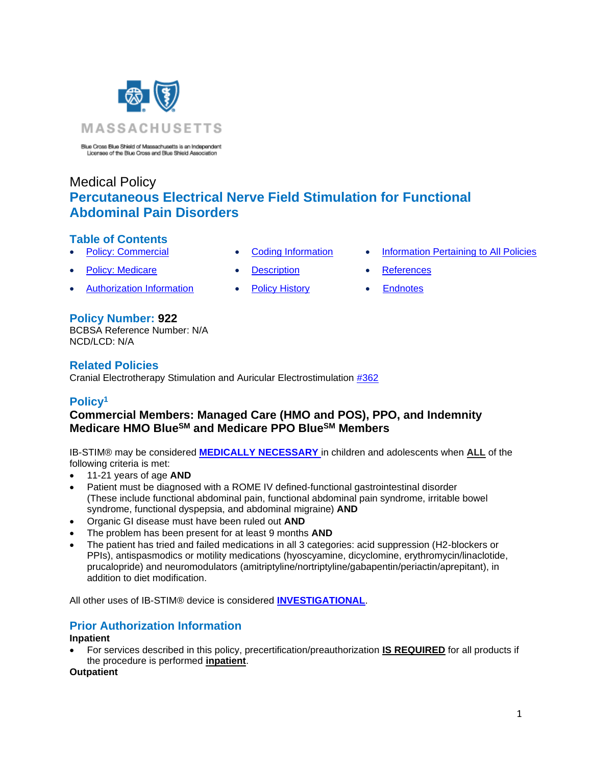MASSACHUSETTS

Blue Cross Blue Shield of Massachusetts is an Independent Licensee of the Blue Cross and Blue Shield Association

Medical Policy

# Percutaneous Electrical Nerve Field Stimulation for Functional Abdominal Pain Disorders

## Table of Contents

- Policy: Commercial
- Policy: Medicare
- Authorization Information
- Coding Information
- Description
- Policy History
- Information Pertaining to All Policies
- References
- Endnotes

## Policy Number: 922

BCBSA Reference Number: N/A
NCD/LCD: N/A

## Related Policies

Cranial Electrotherapy Stimulation and Auricular Electrostimulation #362

## Policy[1]

### Commercial Members: Managed Care (HMO and POS), PPO, and Indemnity Medicare HMO Blue℠ and Medicare PPO Blue℠ Members

IB-STIM® may be considered **MEDICALLY NECESSARY** in children and adolescents when **ALL** of the following criteria is met:

- 11-21 years of age **AND**
- Patient must be diagnosed with a ROME IV defined-functional gastrointestinal disorder (These include functional abdominal pain, functional abdominal pain syndrome, irritable bowel syndrome, functional dyspepsia, and abdominal migraine) **AND**
- Organic GI disease must have been ruled out **AND**
- The problem has been present for at least 9 months **AND**
- The patient has tried and failed medications in all 3 categories: acid suppression (H2-blockers or PPIs), antispasmodics or motility medications (hyoscyamine, dicyclomine, erythromycin/linaclotide, prucalopride) and neuromodulators (amitriptyline/nortriptyline/gabapentin/periactin/aprepitant), in addition to diet modification.

All other uses of IB-STIM® device is considered **INVESTIGATIONAL**.

## Prior Authorization Information

**Inpatient**

- For services described in this policy, precertification/preauthorization **IS REQUIRED** for all products if the procedure is performed **inpatient**.

**Outpatient**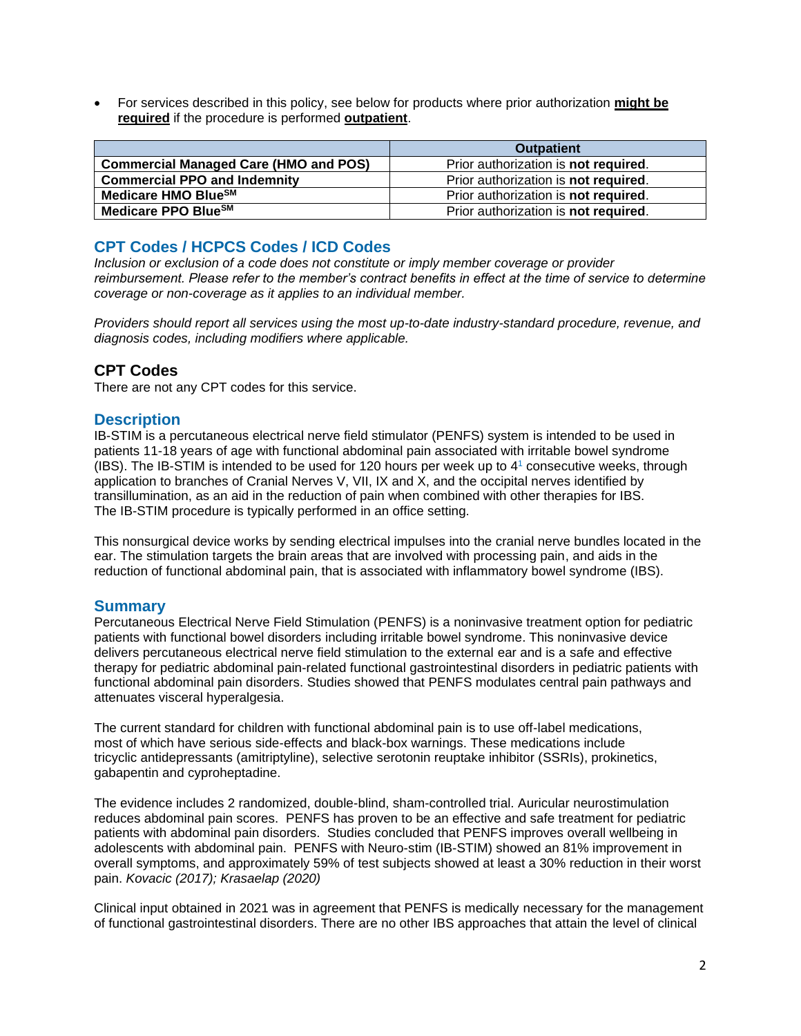- For services described in this policy, see below for products where prior authorization **might be required** if the procedure is performed **outpatient**.

| | Outpatient |
|---|---|
| **Commercial Managed Care (HMO and POS)** | Prior authorization is **not required**. |
| **Commercial PPO and Indemnity** | Prior authorization is **not required**. |
| **Medicare HMO Blue℠** | Prior authorization is **not required**. |
| **Medicare PPO Blue℠** | Prior authorization is **not required**. |

## CPT Codes / HCPCS Codes / ICD Codes

*Inclusion or exclusion of a code does not constitute or imply member coverage or provider reimbursement. Please refer to the member's contract benefits in effect at the time of service to determine coverage or non-coverage as it applies to an individual member.*

*Providers should report all services using the most up-to-date industry-standard procedure, revenue, and diagnosis codes, including modifiers where applicable.*

### CPT Codes

There are not any CPT codes for this service.

## Description

IB-STIM is a percutaneous electrical nerve field stimulator (PENFS) system is intended to be used in patients 11-18 years of age with functional abdominal pain associated with irritable bowel syndrome (IBS). The IB-STIM is intended to be used for 120 hours per week up to 4[1] consecutive weeks, through application to branches of Cranial Nerves V, VII, IX and X, and the occipital nerves identified by transillumination, as an aid in the reduction of pain when combined with other therapies for IBS. The IB-STIM procedure is typically performed in an office setting.

This nonsurgical device works by sending electrical impulses into the cranial nerve bundles located in the ear. The stimulation targets the brain areas that are involved with processing pain, and aids in the reduction of functional abdominal pain, that is associated with inflammatory bowel syndrome (IBS).

## Summary

Percutaneous Electrical Nerve Field Stimulation (PENFS) is a noninvasive treatment option for pediatric patients with functional bowel disorders including irritable bowel syndrome. This noninvasive device delivers percutaneous electrical nerve field stimulation to the external ear and is a safe and effective therapy for pediatric abdominal pain-related functional gastrointestinal disorders in pediatric patients with functional abdominal pain disorders. Studies showed that PENFS modulates central pain pathways and attenuates visceral hyperalgesia.

The current standard for children with functional abdominal pain is to use off-label medications, most of which have serious side-effects and black-box warnings. These medications include tricyclic antidepressants (amitriptyline), selective serotonin reuptake inhibitor (SSRIs), prokinetics, gabapentin and cyproheptadine.

The evidence includes 2 randomized, double-blind, sham-controlled trial. Auricular neurostimulation reduces abdominal pain scores. PENFS has proven to be an effective and safe treatment for pediatric patients with abdominal pain disorders. Studies concluded that PENFS improves overall wellbeing in adolescents with abdominal pain. PENFS with Neuro-stim (IB-STIM) showed an 81% improvement in overall symptoms, and approximately 59% of test subjects showed at least a 30% reduction in their worst pain. *Kovacic (2017); Krasaelap (2020)*

Clinical input obtained in 2021 was in agreement that PENFS is medically necessary for the management of functional gastrointestinal disorders. There are no other IBS approaches that attain the level of clinical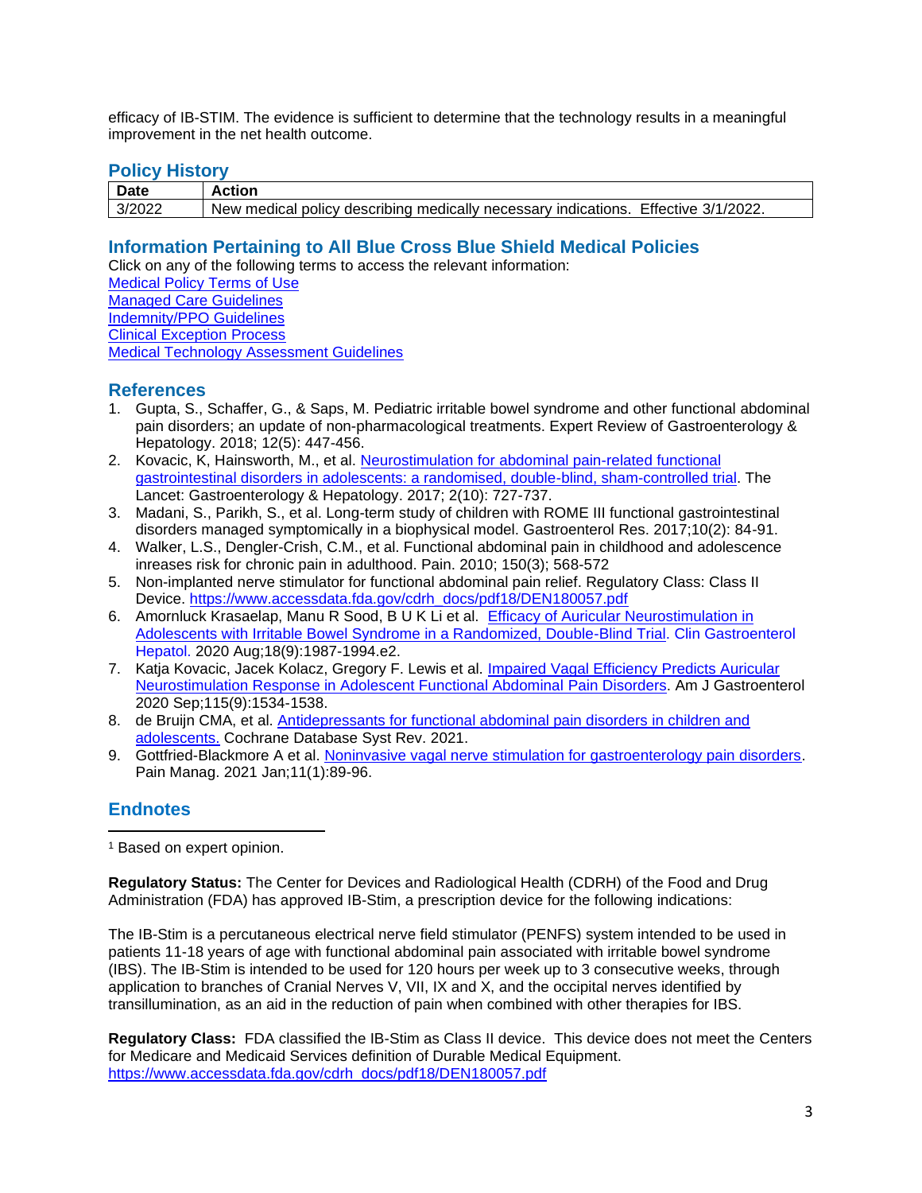efficacy of IB-STIM. The evidence is sufficient to determine that the technology results in a meaningful improvement in the net health outcome.

## Policy History

| Date | Action |
|---|---|
| 3/2022 | New medical policy describing medically necessary indications. Effective 3/1/2022. |

## Information Pertaining to All Blue Cross Blue Shield Medical Policies

Click on any of the following terms to access the relevant information:

Medical Policy Terms of Use
Managed Care Guidelines
Indemnity/PPO Guidelines
Clinical Exception Process
Medical Technology Assessment Guidelines

## References

1. Gupta, S., Schaffer, G., & Saps, M. Pediatric irritable bowel syndrome and other functional abdominal pain disorders; an update of non-pharmacological treatments. Expert Review of Gastroenterology & Hepatology. 2018; 12(5): 447-456.
2. Kovacic, K, Hainsworth, M., et al. Neurostimulation for abdominal pain-related functional gastrointestinal disorders in adolescents: a randomised, double-blind, sham-controlled trial. The Lancet: Gastroenterology & Hepatology. 2017; 2(10): 727-737.
3. Madani, S., Parikh, S., et al. Long-term study of children with ROME III functional gastrointestinal disorders managed symptomically in a biophysical model. Gastroenterol Res. 2017;10(2): 84-91.
4. Walker, L.S., Dengler-Crish, C.M., et al. Functional abdominal pain in childhood and adolescence inreases risk for chronic pain in adulthood. Pain. 2010; 150(3); 568-572
5. Non-implanted nerve stimulator for functional abdominal pain relief. Regulatory Class: Class II Device. https://www.accessdata.fda.gov/cdrh_docs/pdf18/DEN180057.pdf
6. Amornluck Krasaelap, Manu R Sood, B U K Li et al. Efficacy of Auricular Neurostimulation in Adolescents with Irritable Bowel Syndrome in a Randomized, Double-Blind Trial. Clin Gastroenterol Hepatol. 2020 Aug;18(9):1987-1994.e2.
7. Katja Kovacic, Jacek Kolacz, Gregory F. Lewis et al. Impaired Vagal Efficiency Predicts Auricular Neurostimulation Response in Adolescent Functional Abdominal Pain Disorders. Am J Gastroenterol 2020 Sep;115(9):1534-1538.
8. de Bruijn CMA, et al. Antidepressants for functional abdominal pain disorders in children and adolescents. Cochrane Database Syst Rev. 2021.
9. Gottfried-Blackmore A et al. Noninvasive vagal nerve stimulation for gastroenterology pain disorders. Pain Manag. 2021 Jan;11(1):89-96.

## Endnotes

---

[1] Based on expert opinion.

**Regulatory Status:** The Center for Devices and Radiological Health (CDRH) of the Food and Drug Administration (FDA) has approved IB-Stim, a prescription device for the following indications:

The IB-Stim is a percutaneous electrical nerve field stimulator (PENFS) system intended to be used in patients 11-18 years of age with functional abdominal pain associated with irritable bowel syndrome (IBS). The IB-Stim is intended to be used for 120 hours per week up to 3 consecutive weeks, through application to branches of Cranial Nerves V, VII, IX and X, and the occipital nerves identified by transillumination, as an aid in the reduction of pain when combined with other therapies for IBS.

**Regulatory Class:** FDA classified the IB-Stim as Class II device. This device does not meet the Centers for Medicare and Medicaid Services definition of Durable Medical Equipment. https://www.accessdata.fda.gov/cdrh_docs/pdf18/DEN180057.pdf